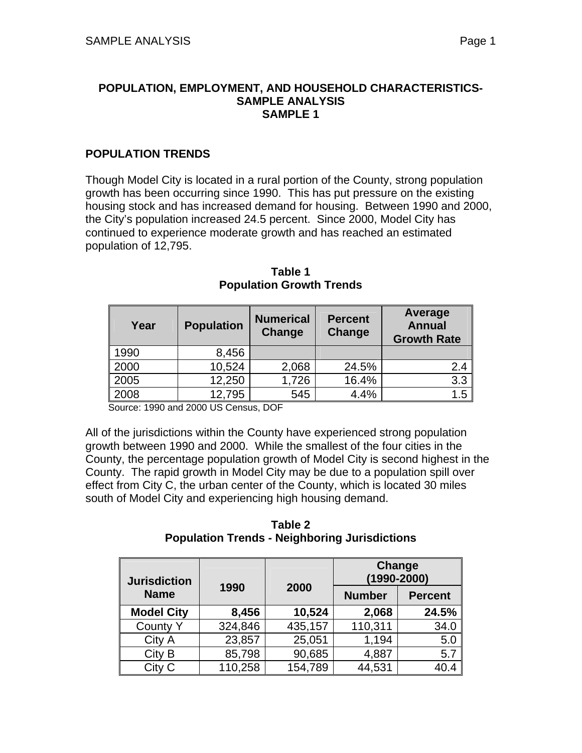# POPULATION, EMPLOYMENT, AND HOUSEHOLD CHARACTERISTICS-SAMPLE ANALYSIS
# SAMPLE 1

## POPULATION TRENDS

Though Model City is located in a rural portion of the County, strong population growth has been occurring since 1990. This has put pressure on the existing housing stock and has increased demand for housing. Between 1990 and 2000, the City's population increased 24.5 percent. Since 2000, Model City has continued to experience moderate growth and has reached an estimated population of 12,795.

**Table 1**
**Population Growth Trends**

| Year | Population | Numerical Change | Percent Change | Average Annual Growth Rate |
|---|---|---|---|---|
| 1990 | 8,456 | | | |
| 2000 | 10,524 | 2,068 | 24.5% | 2.4 |
| 2005 | 12,250 | 1,726 | 16.4% | 3.3 |
| 2008 | 12,795 | 545 | 4.4% | 1.5 |

Source: 1990 and 2000 US Census, DOF

All of the jurisdictions within the County have experienced strong population growth between 1990 and 2000. While the smallest of the four cities in the County, the percentage population growth of Model City is second highest in the County. The rapid growth in Model City may be due to a population spill over effect from City C, the urban center of the County, which is located 30 miles south of Model City and experiencing high housing demand.

**Table 2**
**Population Trends - Neighboring Jurisdictions**

| Jurisdiction Name | 1990 | 2000 | Change (1990-2000) | |
|---|---|---|---|---|
| | | | Number | Percent |
| **Model City** | **8,456** | **10,524** | **2,068** | **24.5%** |
| County Y | 324,846 | 435,157 | 110,311 | 34.0 |
| City A | 23,857 | 25,051 | 1,194 | 5.0 |
| City B | 85,798 | 90,685 | 4,887 | 5.7 |
| City C | 110,258 | 154,789 | 44,531 | 40.4 |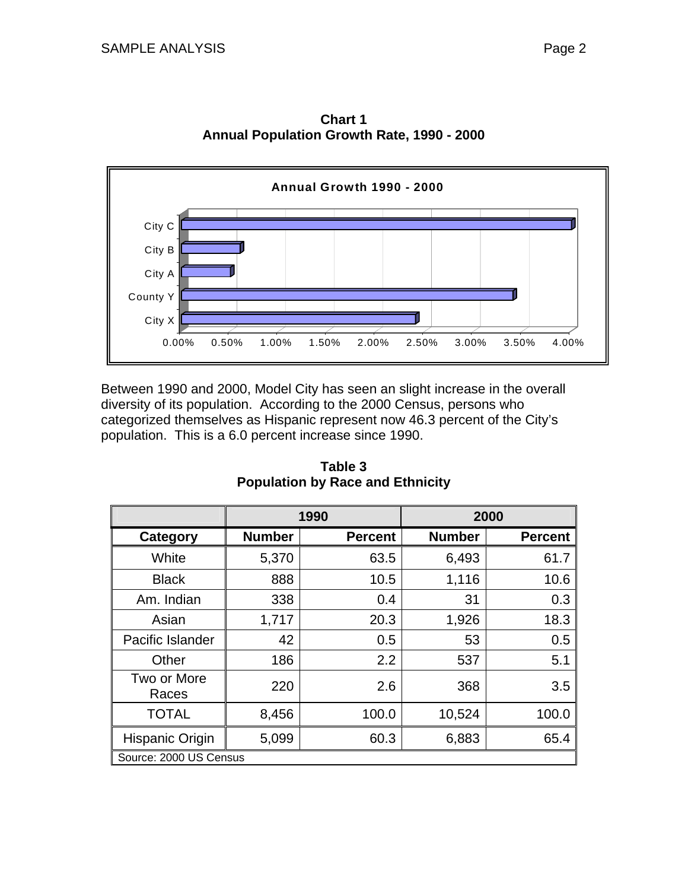**Chart 1**
**Annual Population Growth Rate, 1990 - 2000**

Between 1990 and 2000, Model City has seen an slight increase in the overall diversity of its population. According to the 2000 Census, persons who categorized themselves as Hispanic represent now 46.3 percent of the City's population. This is a 6.0 percent increase since 1990.

**Table 3**
**Population by Race and Ethnicity**

| | 1990 | | 2000 | |
|---|---|---|---|---|
| **Category** | **Number** | **Percent** | **Number** | **Percent** |
| White | 5,370 | 63.5 | 6,493 | 61.7 |
| Black | 888 | 10.5 | 1,116 | 10.6 |
| Am. Indian | 338 | 0.4 | 31 | 0.3 |
| Asian | 1,717 | 20.3 | 1,926 | 18.3 |
| Pacific Islander | 42 | 0.5 | 53 | 0.5 |
| Other | 186 | 2.2 | 537 | 5.1 |
| Two or More Races | 220 | 2.6 | 368 | 3.5 |
| TOTAL | 8,456 | 100.0 | 10,524 | 100.0 |
| Hispanic Origin | 5,099 | 60.3 | 6,883 | 65.4 |

Source: 2000 US Census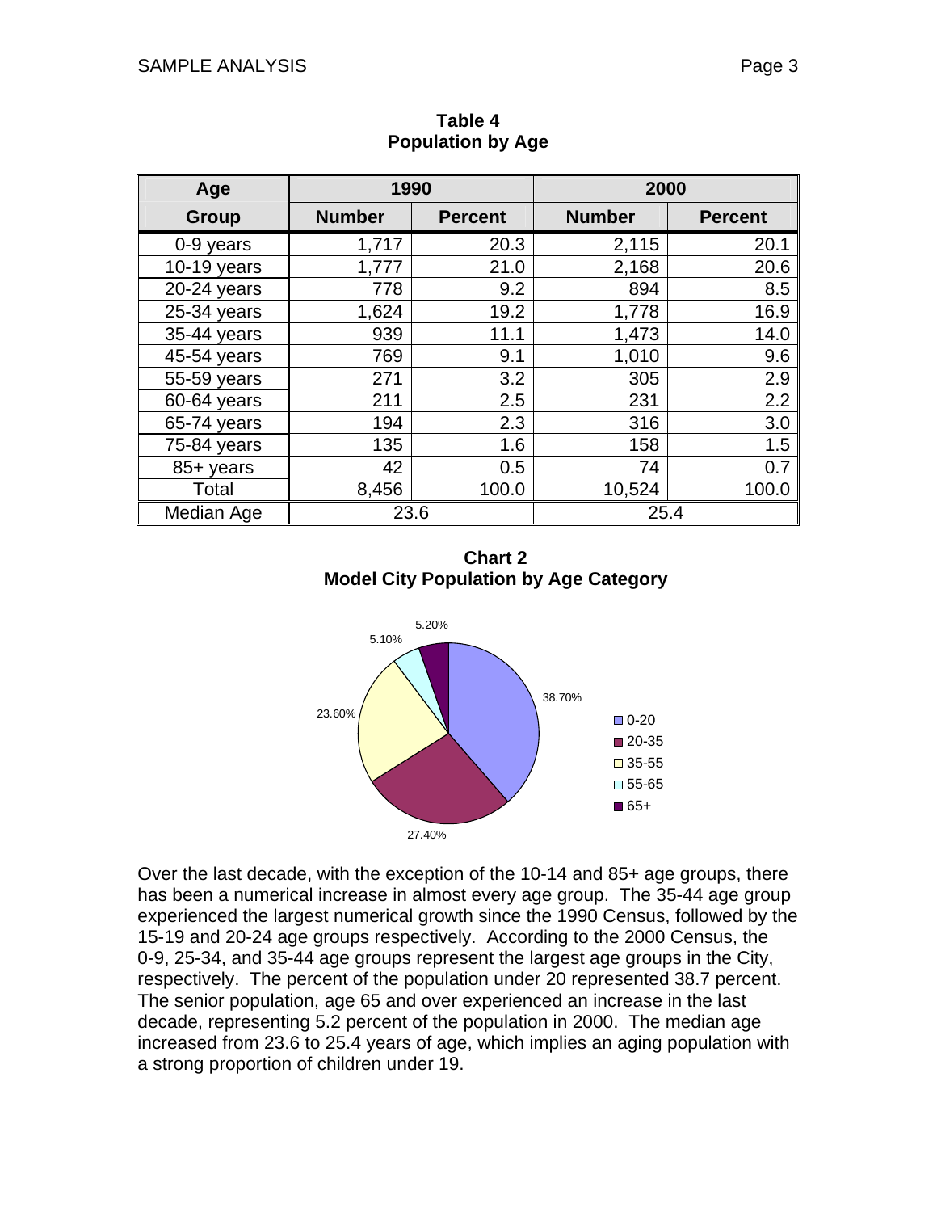**Table 4**
**Population by Age**

| Age Group | 1990 | | 2000 | |
|---|---|---|---|---|
| | Number | Percent | Number | Percent |
| 0-9 years | 1,717 | 20.3 | 2,115 | 20.1 |
| 10-19 years | 1,777 | 21.0 | 2,168 | 20.6 |
| 20-24 years | 778 | 9.2 | 894 | 8.5 |
| 25-34 years | 1,624 | 19.2 | 1,778 | 16.9 |
| 35-44 years | 939 | 11.1 | 1,473 | 14.0 |
| 45-54 years | 769 | 9.1 | 1,010 | 9.6 |
| 55-59 years | 271 | 3.2 | 305 | 2.9 |
| 60-64 years | 211 | 2.5 | 231 | 2.2 |
| 65-74 years | 194 | 2.3 | 316 | 3.0 |
| 75-84 years | 135 | 1.6 | 158 | 1.5 |
| 85+ years | 42 | 0.5 | 74 | 0.7 |
| Total | 8,456 | 100.0 | 10,524 | 100.0 |
| Median Age | 23.6 | | 25.4 | |

**Chart 2**
**Model City Population by Age Category**

| Age Category | Percent |
|---|---|
| 0-20 | 38.70% |
| 20-35 | 27.40% |
| 35-55 | 23.60% |
| 55-65 | 5.10% |
| 65+ | 5.20% |

Over the last decade, with the exception of the 10-14 and 85+ age groups, there has been a numerical increase in almost every age group. The 35-44 age group experienced the largest numerical growth since the 1990 Census, followed by the 15-19 and 20-24 age groups respectively. According to the 2000 Census, the 0-9, 25-34, and 35-44 age groups represent the largest age groups in the City, respectively. The percent of the population under 20 represented 38.7 percent. The senior population, age 65 and over experienced an increase in the last decade, representing 5.2 percent of the population in 2000. The median age increased from 23.6 to 25.4 years of age, which implies an aging population with a strong proportion of children under 19.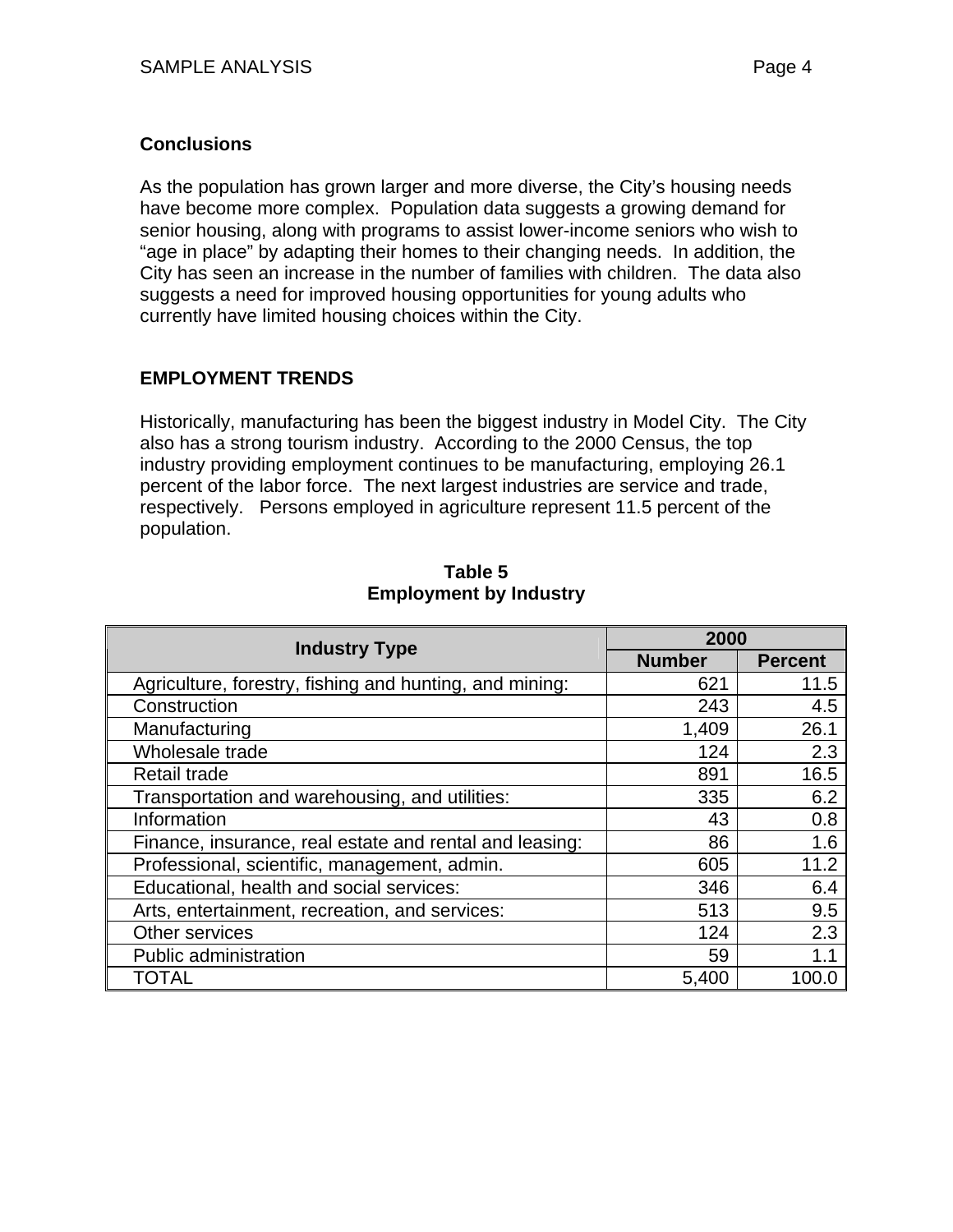### Conclusions

As the population has grown larger and more diverse, the City's housing needs have become more complex. Population data suggests a growing demand for senior housing, along with programs to assist lower-income seniors who wish to "age in place" by adapting their homes to their changing needs. In addition, the City has seen an increase in the number of families with children. The data also suggests a need for improved housing opportunities for young adults who currently have limited housing choices within the City.

## EMPLOYMENT TRENDS

Historically, manufacturing has been the biggest industry in Model City. The City also has a strong tourism industry. According to the 2000 Census, the top industry providing employment continues to be manufacturing, employing 26.1 percent of the labor force. The next largest industries are service and trade, respectively. Persons employed in agriculture represent 11.5 percent of the population.

**Table 5**
**Employment by Industry**

| Industry Type | 2000 | |
|---|---|---|
| | Number | Percent |
| Agriculture, forestry, fishing and hunting, and mining: | 621 | 11.5 |
| Construction | 243 | 4.5 |
| Manufacturing | 1,409 | 26.1 |
| Wholesale trade | 124 | 2.3 |
| Retail trade | 891 | 16.5 |
| Transportation and warehousing, and utilities: | 335 | 6.2 |
| Information | 43 | 0.8 |
| Finance, insurance, real estate and rental and leasing: | 86 | 1.6 |
| Professional, scientific, management, admin. | 605 | 11.2 |
| Educational, health and social services: | 346 | 6.4 |
| Arts, entertainment, recreation, and services: | 513 | 9.5 |
| Other services | 124 | 2.3 |
| Public administration | 59 | 1.1 |
| TOTAL | 5,400 | 100.0 |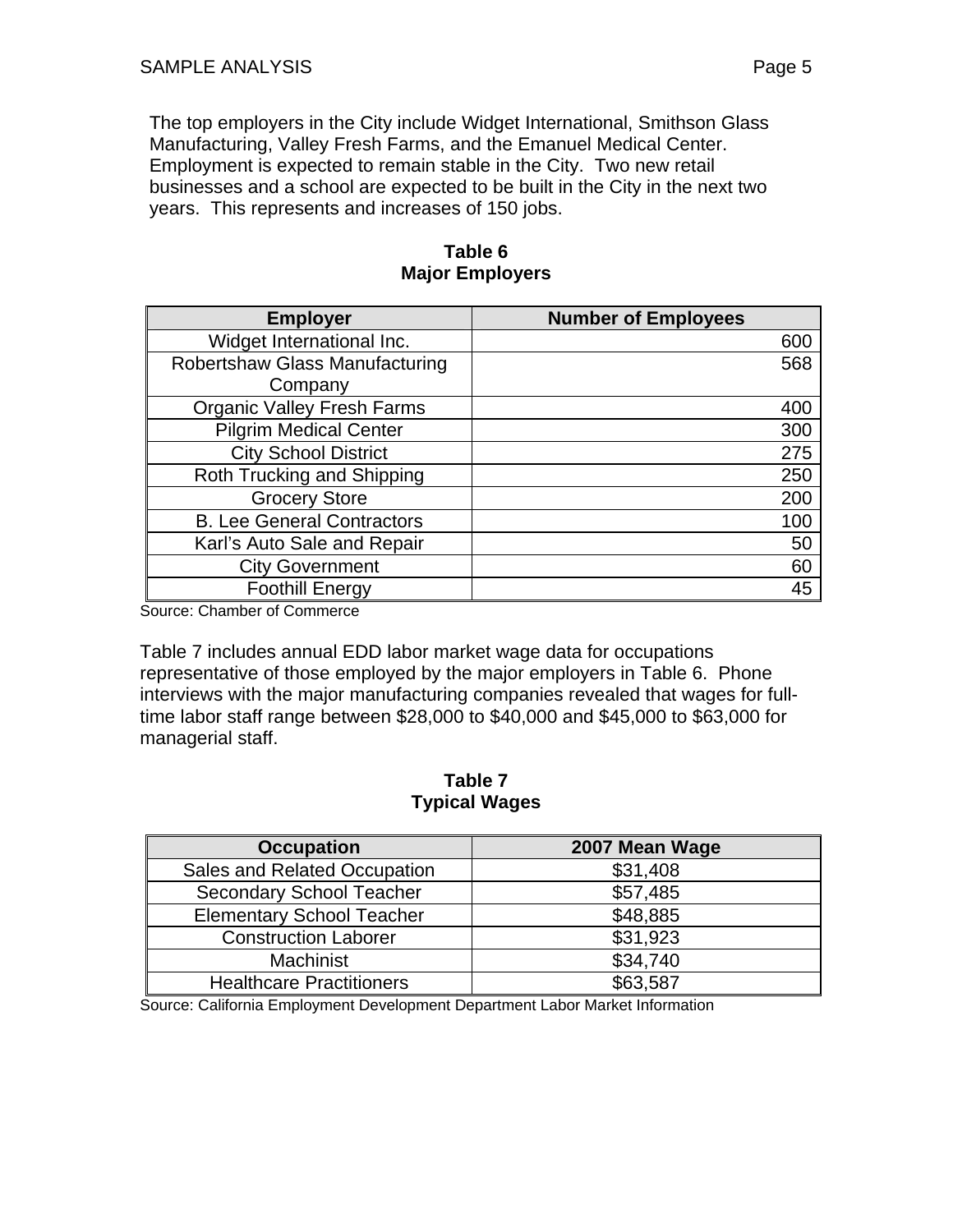The top employers in the City include Widget International, Smithson Glass Manufacturing, Valley Fresh Farms, and the Emanuel Medical Center. Employment is expected to remain stable in the City. Two new retail businesses and a school are expected to be built in the City in the next two years. This represents and increases of 150 jobs.

**Table 6**
**Major Employers**

| Employer | Number of Employees |
|---|---:|
| Widget International Inc. | 600 |
| Robertshaw Glass Manufacturing Company | 568 |
| Organic Valley Fresh Farms | 400 |
| Pilgrim Medical Center | 300 |
| City School District | 275 |
| Roth Trucking and Shipping | 250 |
| Grocery Store | 200 |
| B. Lee General Contractors | 100 |
| Karl's Auto Sale and Repair | 50 |
| City Government | 60 |
| Foothill Energy | 45 |

Source: Chamber of Commerce

Table 7 includes annual EDD labor market wage data for occupations representative of those employed by the major employers in Table 6. Phone interviews with the major manufacturing companies revealed that wages for full-time labor staff range between $28,000 to $40,000 and $45,000 to $63,000 for managerial staff.

**Table 7**
**Typical Wages**

| Occupation | 2007 Mean Wage |
|---|---|
| Sales and Related Occupation | $31,408 |
| Secondary School Teacher | $57,485 |
| Elementary School Teacher | $48,885 |
| Construction Laborer | $31,923 |
| Machinist | $34,740 |
| Healthcare Practitioners | $63,587 |

Source: California Employment Development Department Labor Market Information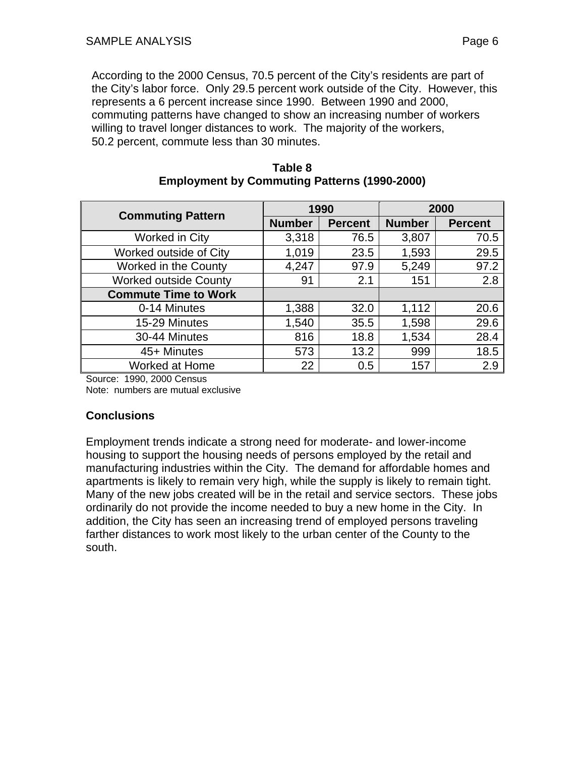According to the 2000 Census, 70.5 percent of the City's residents are part of the City's labor force. Only 29.5 percent work outside of the City. However, this represents a 6 percent increase since 1990. Between 1990 and 2000, commuting patterns have changed to show an increasing number of workers willing to travel longer distances to work. The majority of the workers, 50.2 percent, commute less than 30 minutes.

**Table 8**
**Employment by Commuting Patterns (1990-2000)**

| Commuting Pattern | 1990 | | 2000 | |
|---|---|---|---|---|
| | Number | Percent | Number | Percent |
| Worked in City | 3,318 | 76.5 | 3,807 | 70.5 |
| Worked outside of City | 1,019 | 23.5 | 1,593 | 29.5 |
| Worked in the County | 4,247 | 97.9 | 5,249 | 97.2 |
| Worked outside County | 91 | 2.1 | 151 | 2.8 |
| **Commute Time to Work** | | | | |
| 0-14 Minutes | 1,388 | 32.0 | 1,112 | 20.6 |
| 15-29 Minutes | 1,540 | 35.5 | 1,598 | 29.6 |
| 30-44 Minutes | 816 | 18.8 | 1,534 | 28.4 |
| 45+ Minutes | 573 | 13.2 | 999 | 18.5 |
| Worked at Home | 22 | 0.5 | 157 | 2.9 |

Source: 1990, 2000 Census
Note: numbers are mutual exclusive

### Conclusions

Employment trends indicate a strong need for moderate- and lower-income housing to support the housing needs of persons employed by the retail and manufacturing industries within the City. The demand for affordable homes and apartments is likely to remain very high, while the supply is likely to remain tight. Many of the new jobs created will be in the retail and service sectors. These jobs ordinarily do not provide the income needed to buy a new home in the City. In addition, the City has seen an increasing trend of employed persons traveling farther distances to work most likely to the urban center of the County to the south.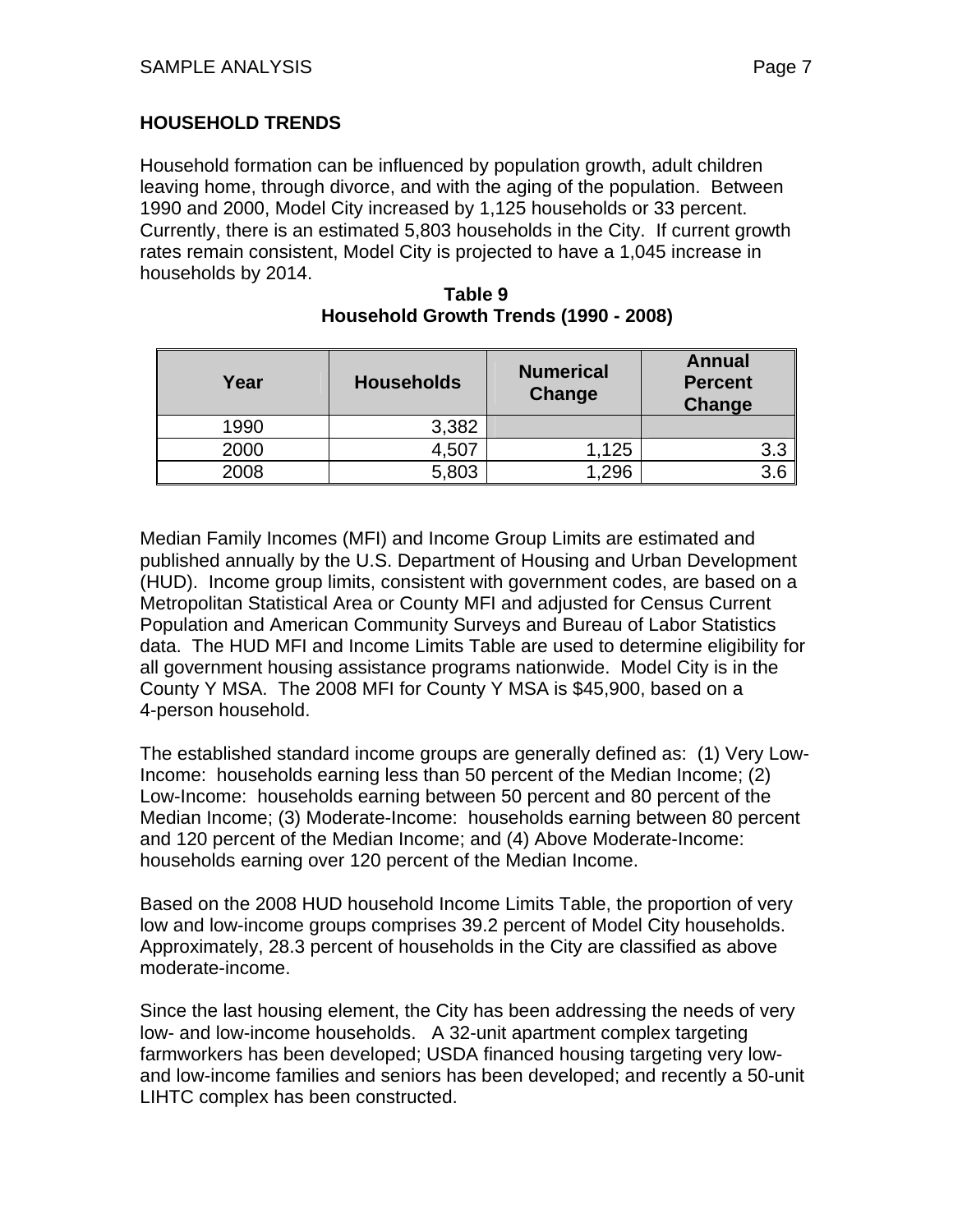## HOUSEHOLD TRENDS

Household formation can be influenced by population growth, adult children leaving home, through divorce, and with the aging of the population. Between 1990 and 2000, Model City increased by 1,125 households or 33 percent. Currently, there is an estimated 5,803 households in the City. If current growth rates remain consistent, Model City is projected to have a 1,045 increase in households by 2014.

**Table 9**
**Household Growth Trends (1990 - 2008)**

| Year | Households | Numerical Change | Annual Percent Change |
|---|---|---|---|
| 1990 | 3,382 | | |
| 2000 | 4,507 | 1,125 | 3.3 |
| 2008 | 5,803 | 1,296 | 3.6 |

Median Family Incomes (MFI) and Income Group Limits are estimated and published annually by the U.S. Department of Housing and Urban Development (HUD). Income group limits, consistent with government codes, are based on a Metropolitan Statistical Area or County MFI and adjusted for Census Current Population and American Community Surveys and Bureau of Labor Statistics data. The HUD MFI and Income Limits Table are used to determine eligibility for all government housing assistance programs nationwide. Model City is in the County Y MSA. The 2008 MFI for County Y MSA is $45,900, based on a 4-person household.

The established standard income groups are generally defined as: (1) Very Low-Income: households earning less than 50 percent of the Median Income; (2) Low-Income: households earning between 50 percent and 80 percent of the Median Income; (3) Moderate-Income: households earning between 80 percent and 120 percent of the Median Income; and (4) Above Moderate-Income: households earning over 120 percent of the Median Income.

Based on the 2008 HUD household Income Limits Table, the proportion of very low and low-income groups comprises 39.2 percent of Model City households. Approximately, 28.3 percent of households in the City are classified as above moderate-income.

Since the last housing element, the City has been addressing the needs of very low- and low-income households. A 32-unit apartment complex targeting farmworkers has been developed; USDA financed housing targeting very low- and low-income families and seniors has been developed; and recently a 50-unit LIHTC complex has been constructed.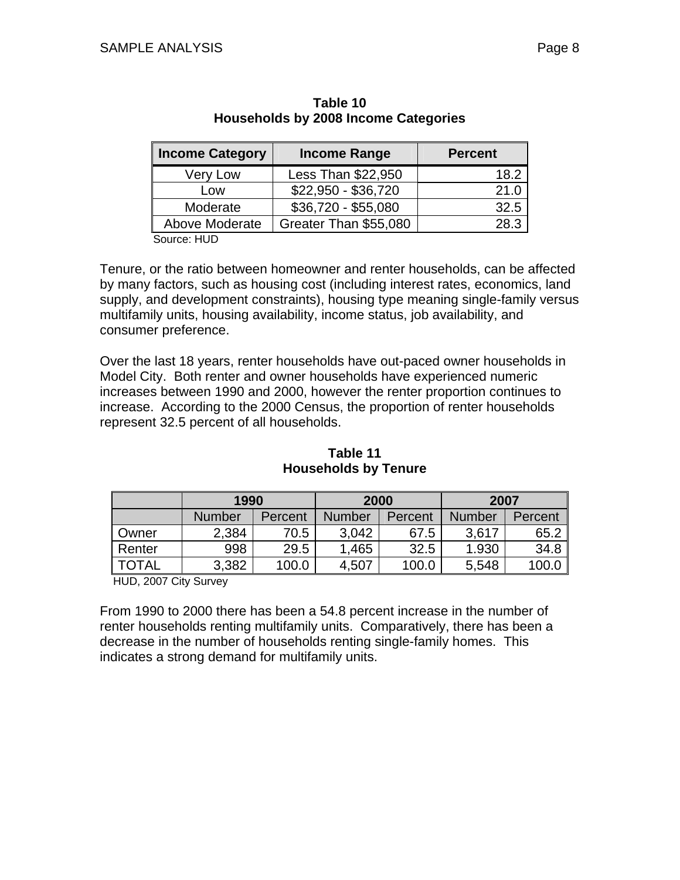**Table 10**
**Households by 2008 Income Categories**

| Income Category | Income Range | Percent |
|---|---|---|
| Very Low | Less Than $22,950 | 18.2 |
| Low | $22,950 - $36,720 | 21.0 |
| Moderate | $36,720 - $55,080 | 32.5 |
| Above Moderate | Greater Than $55,080 | 28.3 |

Source: HUD

Tenure, or the ratio between homeowner and renter households, can be affected by many factors, such as housing cost (including interest rates, economics, land supply, and development constraints), housing type meaning single-family versus multifamily units, housing availability, income status, job availability, and consumer preference.

Over the last 18 years, renter households have out-paced owner households in Model City. Both renter and owner households have experienced numeric increases between 1990 and 2000, however the renter proportion continues to increase. According to the 2000 Census, the proportion of renter households represent 32.5 percent of all households.

**Table 11**
**Households by Tenure**

| | 1990 | | 2000 | | 2007 | |
|---|---|---|---|---|---|---|
| | Number | Percent | Number | Percent | Number | Percent |
| Owner | 2,384 | 70.5 | 3,042 | 67.5 | 3,617 | 65.2 |
| Renter | 998 | 29.5 | 1,465 | 32.5 | 1.930 | 34.8 |
| TOTAL | 3,382 | 100.0 | 4,507 | 100.0 | 5,548 | 100.0 |

HUD, 2007 City Survey

From 1990 to 2000 there has been a 54.8 percent increase in the number of renter households renting multifamily units. Comparatively, there has been a decrease in the number of households renting single-family homes. This indicates a strong demand for multifamily units.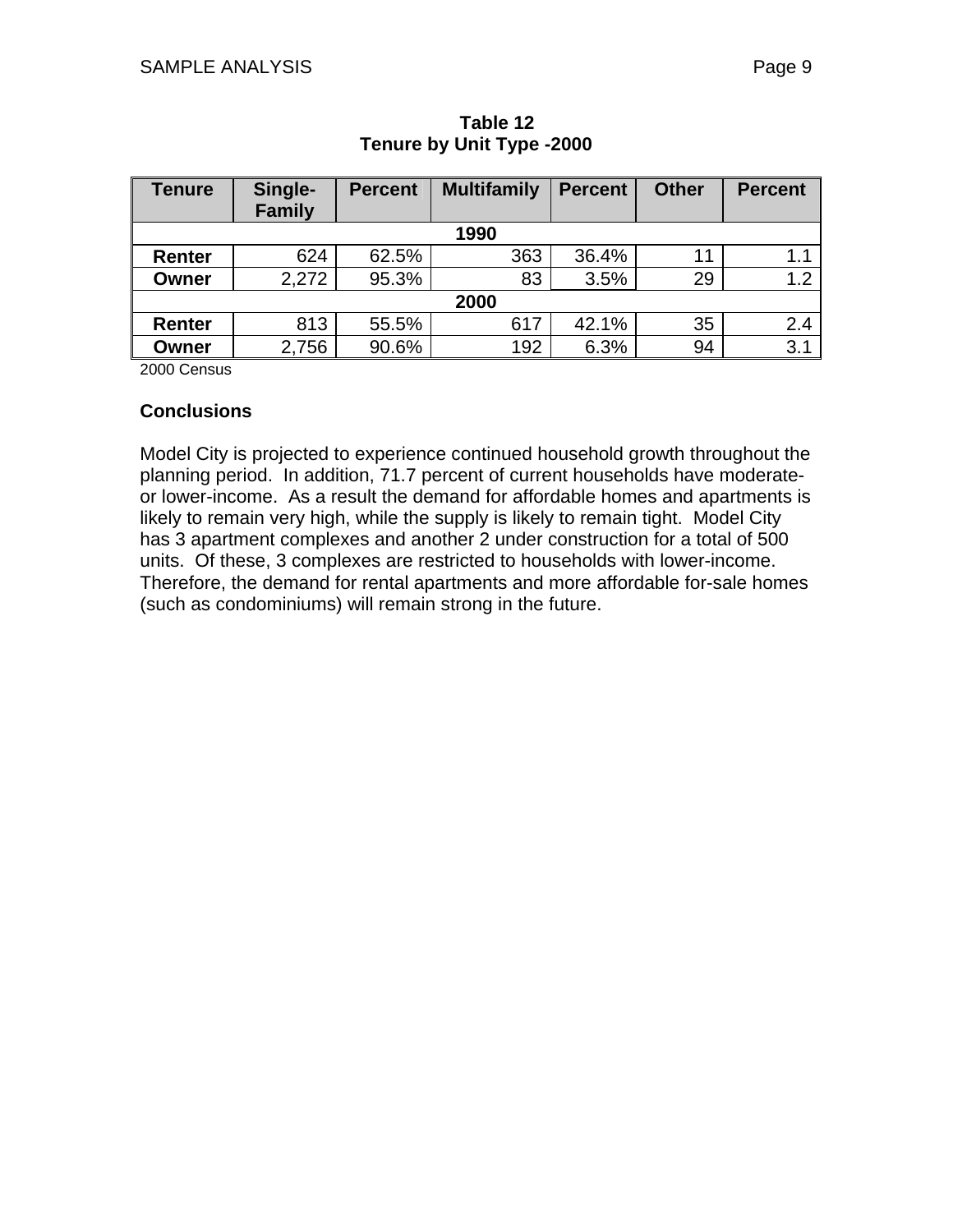**Table 12**
**Tenure by Unit Type -2000**

| Tenure | Single-Family | Percent | Multifamily | Percent | Other | Percent |
|---|---|---|---|---|---|---|
| **1990** | | | | | | |
| **Renter** | 624 | 62.5% | 363 | 36.4% | 11 | 1.1 |
| **Owner** | 2,272 | 95.3% | 83 | 3.5% | 29 | 1.2 |
| **2000** | | | | | | |
| **Renter** | 813 | 55.5% | 617 | 42.1% | 35 | 2.4 |
| **Owner** | 2,756 | 90.6% | 192 | 6.3% | 94 | 3.1 |

2000 Census

### Conclusions

Model City is projected to experience continued household growth throughout the planning period. In addition, 71.7 percent of current households have moderate- or lower-income. As a result the demand for affordable homes and apartments is likely to remain very high, while the supply is likely to remain tight. Model City has 3 apartment complexes and another 2 under construction for a total of 500 units. Of these, 3 complexes are restricted to households with lower-income. Therefore, the demand for rental apartments and more affordable for-sale homes (such as condominiums) will remain strong in the future.